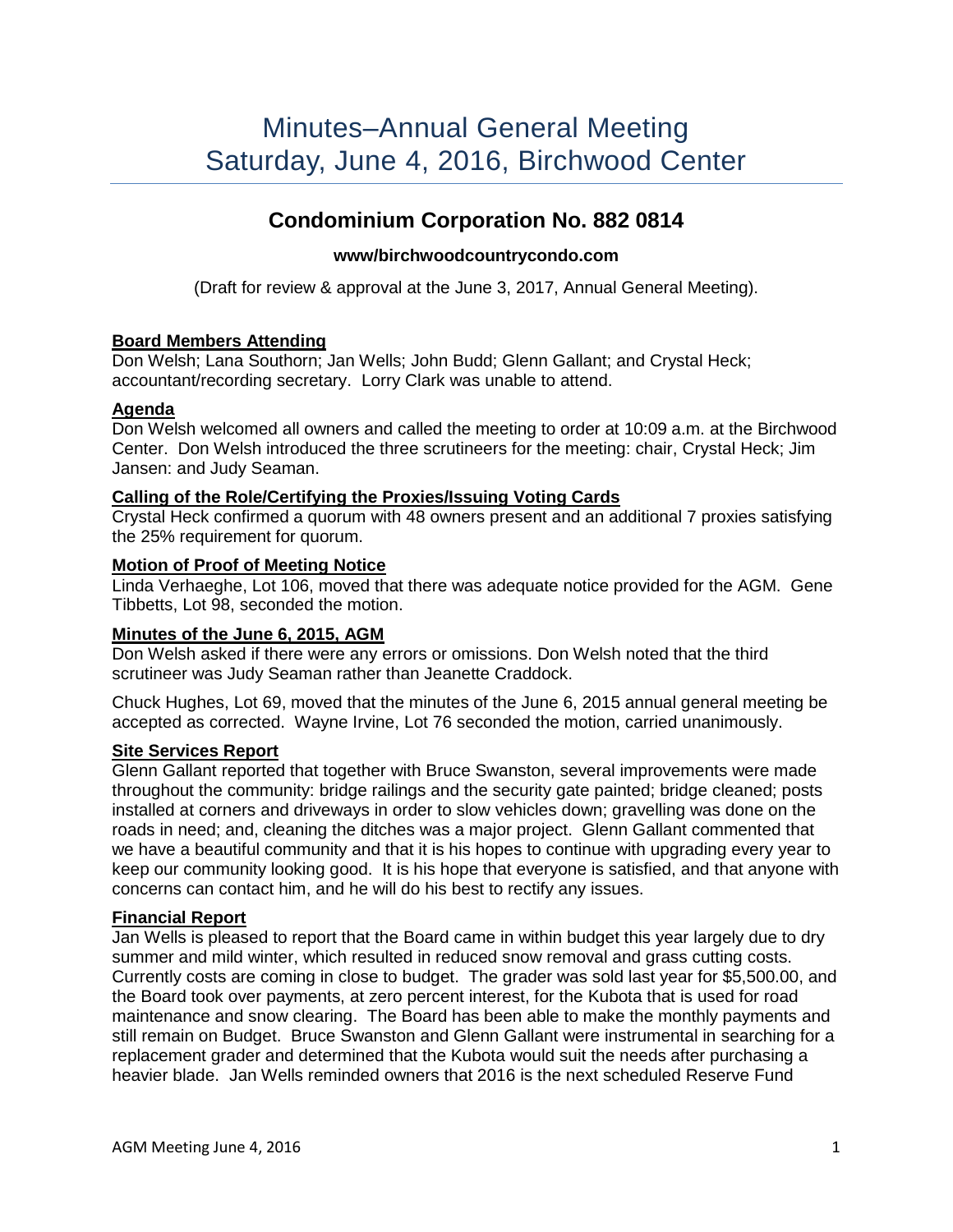# Minutes–Annual General Meeting
# Saturday, June 4, 2016, Birchwood Center

## Condominium Corporation No. 882 0814

**www/birchwoodcountrycondo.com**

(Draft for review & approval at the June 3, 2017, Annual General Meeting).

**Board Members Attending**

Don Welsh; Lana Southorn; Jan Wells; John Budd; Glenn Gallant; and Crystal Heck; accountant/recording secretary. Lorry Clark was unable to attend.

**Agenda**

Don Welsh welcomed all owners and called the meeting to order at 10:09 a.m. at the Birchwood Center. Don Welsh introduced the three scrutineers for the meeting: chair, Crystal Heck; Jim Jansen: and Judy Seaman.

**Calling of the Role/Certifying the Proxies/Issuing Voting Cards**

Crystal Heck confirmed a quorum with 48 owners present and an additional 7 proxies satisfying the 25% requirement for quorum.

**Motion of Proof of Meeting Notice**

Linda Verhaeghe, Lot 106, moved that there was adequate notice provided for the AGM. Gene Tibbetts, Lot 98, seconded the motion.

**Minutes of the June 6, 2015, AGM**

Don Welsh asked if there were any errors or omissions. Don Welsh noted that the third scrutineer was Judy Seaman rather than Jeanette Craddock.

Chuck Hughes, Lot 69, moved that the minutes of the June 6, 2015 annual general meeting be accepted as corrected. Wayne Irvine, Lot 76 seconded the motion, carried unanimously.

**Site Services Report**

Glenn Gallant reported that together with Bruce Swanston, several improvements were made throughout the community: bridge railings and the security gate painted; bridge cleaned; posts installed at corners and driveways in order to slow vehicles down; gravelling was done on the roads in need; and, cleaning the ditches was a major project. Glenn Gallant commented that we have a beautiful community and that it is his hopes to continue with upgrading every year to keep our community looking good. It is his hope that everyone is satisfied, and that anyone with concerns can contact him, and he will do his best to rectify any issues.

**Financial Report**

Jan Wells is pleased to report that the Board came in within budget this year largely due to dry summer and mild winter, which resulted in reduced snow removal and grass cutting costs. Currently costs are coming in close to budget. The grader was sold last year for $5,500.00, and the Board took over payments, at zero percent interest, for the Kubota that is used for road maintenance and snow clearing. The Board has been able to make the monthly payments and still remain on Budget. Bruce Swanston and Glenn Gallant were instrumental in searching for a replacement grader and determined that the Kubota would suit the needs after purchasing a heavier blade. Jan Wells reminded owners that 2016 is the next scheduled Reserve Fund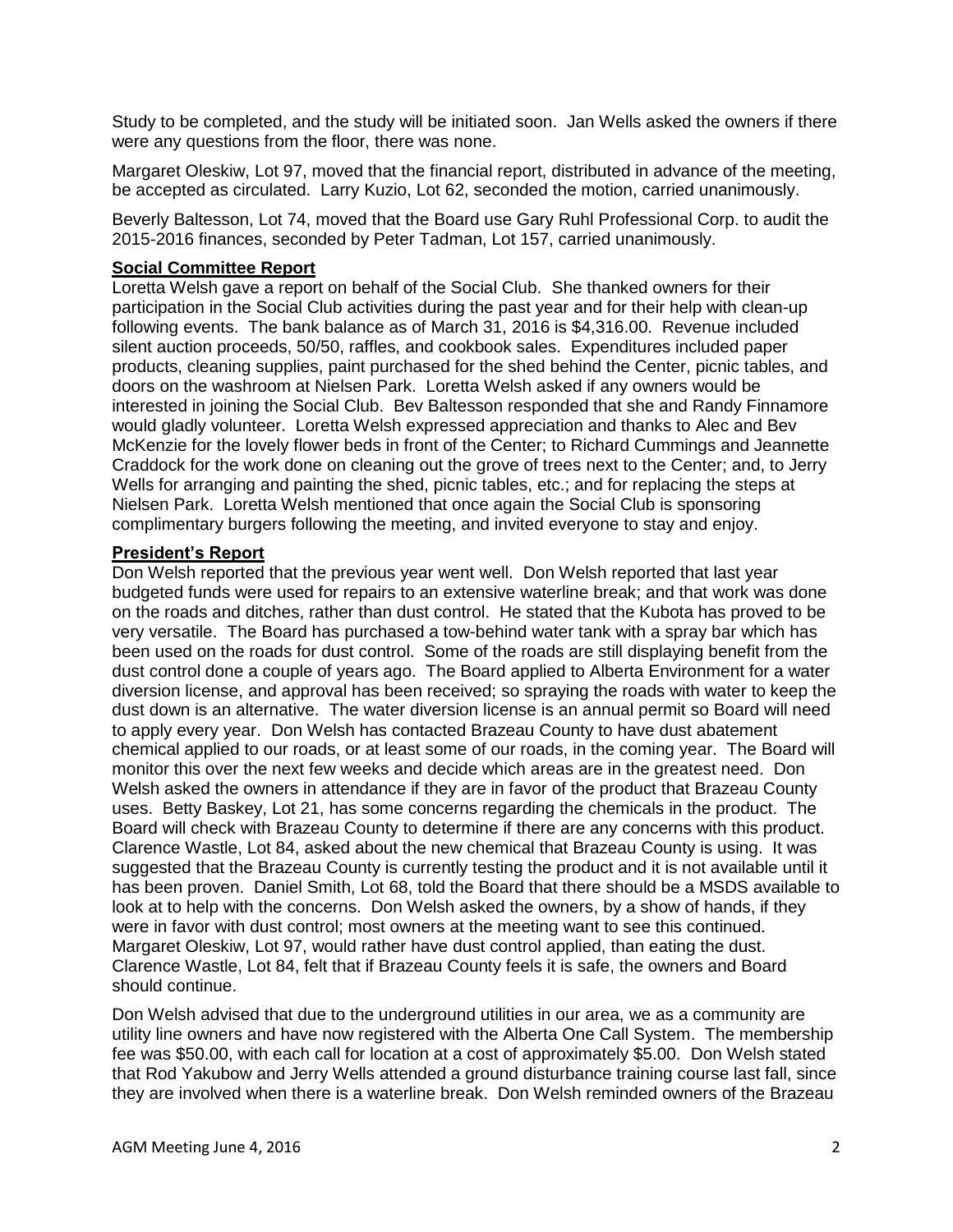Study to be completed, and the study will be initiated soon. Jan Wells asked the owners if there were any questions from the floor, there was none.

Margaret Oleskiw, Lot 97, moved that the financial report, distributed in advance of the meeting, be accepted as circulated. Larry Kuzio, Lot 62, seconded the motion, carried unanimously.

Beverly Baltesson, Lot 74, moved that the Board use Gary Ruhl Professional Corp. to audit the 2015-2016 finances, seconded by Peter Tadman, Lot 157, carried unanimously.

**Social Committee Report**

Loretta Welsh gave a report on behalf of the Social Club. She thanked owners for their participation in the Social Club activities during the past year and for their help with clean-up following events. The bank balance as of March 31, 2016 is $4,316.00. Revenue included silent auction proceeds, 50/50, raffles, and cookbook sales. Expenditures included paper products, cleaning supplies, paint purchased for the shed behind the Center, picnic tables, and doors on the washroom at Nielsen Park. Loretta Welsh asked if any owners would be interested in joining the Social Club. Bev Baltesson responded that she and Randy Finnamore would gladly volunteer. Loretta Welsh expressed appreciation and thanks to Alec and Bev McKenzie for the lovely flower beds in front of the Center; to Richard Cummings and Jeannette Craddock for the work done on cleaning out the grove of trees next to the Center; and, to Jerry Wells for arranging and painting the shed, picnic tables, etc.; and for replacing the steps at Nielsen Park. Loretta Welsh mentioned that once again the Social Club is sponsoring complimentary burgers following the meeting, and invited everyone to stay and enjoy.

**President's Report**

Don Welsh reported that the previous year went well. Don Welsh reported that last year budgeted funds were used for repairs to an extensive waterline break; and that work was done on the roads and ditches, rather than dust control. He stated that the Kubota has proved to be very versatile. The Board has purchased a tow-behind water tank with a spray bar which has been used on the roads for dust control. Some of the roads are still displaying benefit from the dust control done a couple of years ago. The Board applied to Alberta Environment for a water diversion license, and approval has been received; so spraying the roads with water to keep the dust down is an alternative. The water diversion license is an annual permit so Board will need to apply every year. Don Welsh has contacted Brazeau County to have dust abatement chemical applied to our roads, or at least some of our roads, in the coming year. The Board will monitor this over the next few weeks and decide which areas are in the greatest need. Don Welsh asked the owners in attendance if they are in favor of the product that Brazeau County uses. Betty Baskey, Lot 21, has some concerns regarding the chemicals in the product. The Board will check with Brazeau County to determine if there are any concerns with this product. Clarence Wastle, Lot 84, asked about the new chemical that Brazeau County is using. It was suggested that the Brazeau County is currently testing the product and it is not available until it has been proven. Daniel Smith, Lot 68, told the Board that there should be a MSDS available to look at to help with the concerns. Don Welsh asked the owners, by a show of hands, if they were in favor with dust control; most owners at the meeting want to see this continued. Margaret Oleskiw, Lot 97, would rather have dust control applied, than eating the dust. Clarence Wastle, Lot 84, felt that if Brazeau County feels it is safe, the owners and Board should continue.

Don Welsh advised that due to the underground utilities in our area, we as a community are utility line owners and have now registered with the Alberta One Call System. The membership fee was $50.00, with each call for location at a cost of approximately $5.00. Don Welsh stated that Rod Yakubow and Jerry Wells attended a ground disturbance training course last fall, since they are involved when there is a waterline break. Don Welsh reminded owners of the Brazeau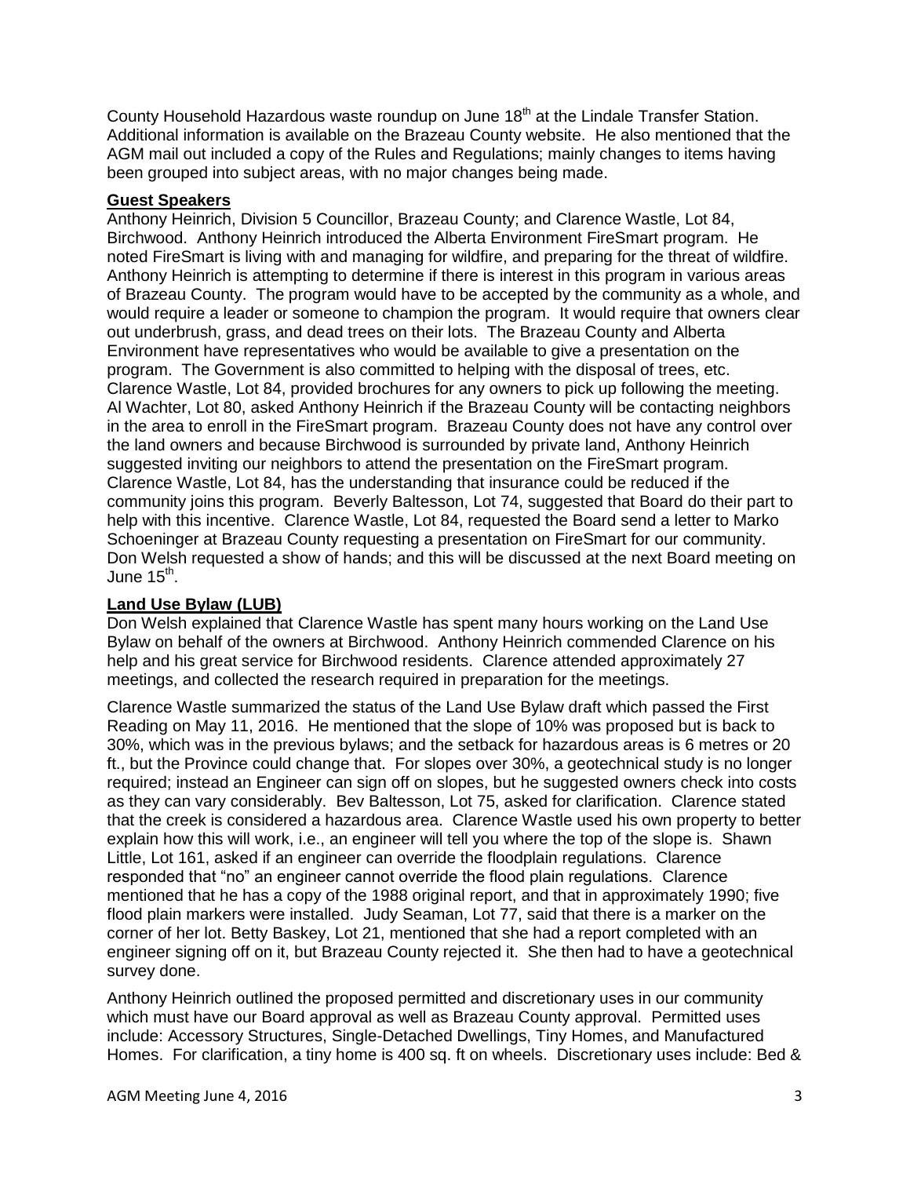County Household Hazardous waste roundup on June 18th at the Lindale Transfer Station. Additional information is available on the Brazeau County website. He also mentioned that the AGM mail out included a copy of the Rules and Regulations; mainly changes to items having been grouped into subject areas, with no major changes being made.

**Guest Speakers**

Anthony Heinrich, Division 5 Councillor, Brazeau County; and Clarence Wastle, Lot 84, Birchwood. Anthony Heinrich introduced the Alberta Environment FireSmart program. He noted FireSmart is living with and managing for wildfire, and preparing for the threat of wildfire. Anthony Heinrich is attempting to determine if there is interest in this program in various areas of Brazeau County. The program would have to be accepted by the community as a whole, and would require a leader or someone to champion the program. It would require that owners clear out underbrush, grass, and dead trees on their lots. The Brazeau County and Alberta Environment have representatives who would be available to give a presentation on the program. The Government is also committed to helping with the disposal of trees, etc. Clarence Wastle, Lot 84, provided brochures for any owners to pick up following the meeting. Al Wachter, Lot 80, asked Anthony Heinrich if the Brazeau County will be contacting neighbors in the area to enroll in the FireSmart program. Brazeau County does not have any control over the land owners and because Birchwood is surrounded by private land, Anthony Heinrich suggested inviting our neighbors to attend the presentation on the FireSmart program. Clarence Wastle, Lot 84, has the understanding that insurance could be reduced if the community joins this program. Beverly Baltesson, Lot 74, suggested that Board do their part to help with this incentive. Clarence Wastle, Lot 84, requested the Board send a letter to Marko Schoeninger at Brazeau County requesting a presentation on FireSmart for our community. Don Welsh requested a show of hands; and this will be discussed at the next Board meeting on June 15th.

**Land Use Bylaw (LUB)**

Don Welsh explained that Clarence Wastle has spent many hours working on the Land Use Bylaw on behalf of the owners at Birchwood. Anthony Heinrich commended Clarence on his help and his great service for Birchwood residents. Clarence attended approximately 27 meetings, and collected the research required in preparation for the meetings.

Clarence Wastle summarized the status of the Land Use Bylaw draft which passed the First Reading on May 11, 2016. He mentioned that the slope of 10% was proposed but is back to 30%, which was in the previous bylaws; and the setback for hazardous areas is 6 metres or 20 ft., but the Province could change that. For slopes over 30%, a geotechnical study is no longer required; instead an Engineer can sign off on slopes, but he suggested owners check into costs as they can vary considerably. Bev Baltesson, Lot 75, asked for clarification. Clarence stated that the creek is considered a hazardous area. Clarence Wastle used his own property to better explain how this will work, i.e., an engineer will tell you where the top of the slope is. Shawn Little, Lot 161, asked if an engineer can override the floodplain regulations. Clarence responded that "no" an engineer cannot override the flood plain regulations. Clarence mentioned that he has a copy of the 1988 original report, and that in approximately 1990; five flood plain markers were installed. Judy Seaman, Lot 77, said that there is a marker on the corner of her lot. Betty Baskey, Lot 21, mentioned that she had a report completed with an engineer signing off on it, but Brazeau County rejected it. She then had to have a geotechnical survey done.

Anthony Heinrich outlined the proposed permitted and discretionary uses in our community which must have our Board approval as well as Brazeau County approval. Permitted uses include: Accessory Structures, Single-Detached Dwellings, Tiny Homes, and Manufactured Homes. For clarification, a tiny home is 400 sq. ft on wheels. Discretionary uses include: Bed &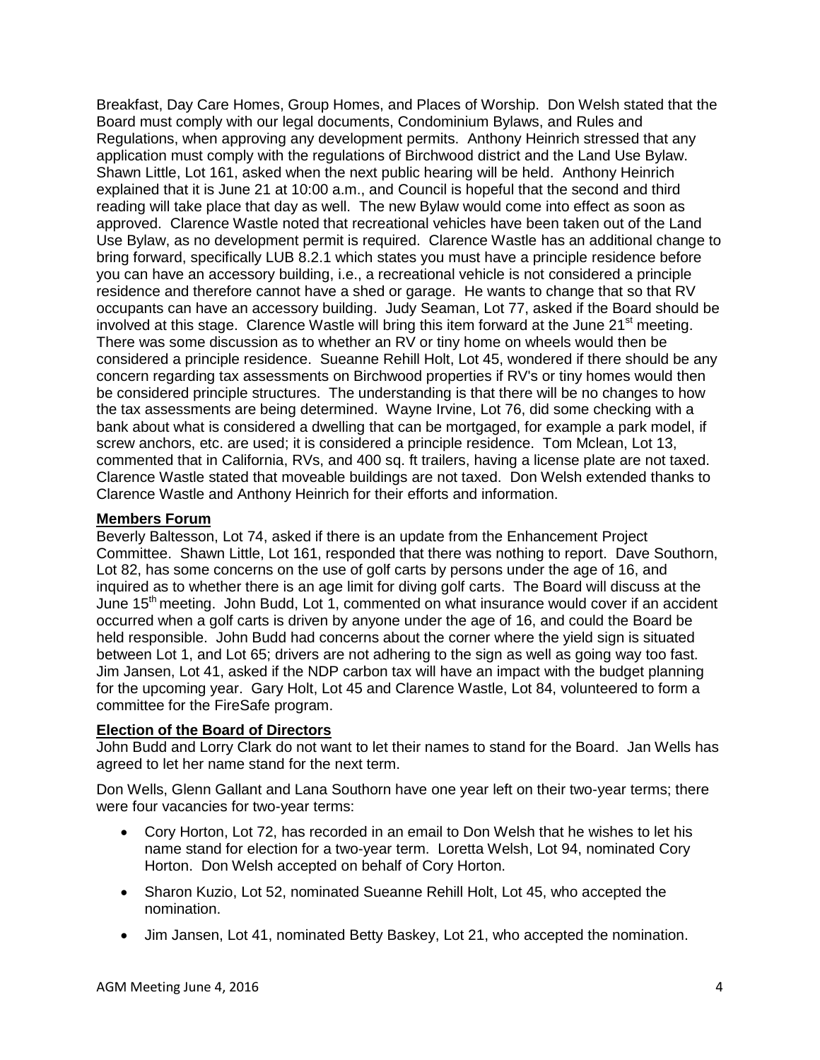Breakfast, Day Care Homes, Group Homes, and Places of Worship. Don Welsh stated that the Board must comply with our legal documents, Condominium Bylaws, and Rules and Regulations, when approving any development permits. Anthony Heinrich stressed that any application must comply with the regulations of Birchwood district and the Land Use Bylaw. Shawn Little, Lot 161, asked when the next public hearing will be held. Anthony Heinrich explained that it is June 21 at 10:00 a.m., and Council is hopeful that the second and third reading will take place that day as well. The new Bylaw would come into effect as soon as approved. Clarence Wastle noted that recreational vehicles have been taken out of the Land Use Bylaw, as no development permit is required. Clarence Wastle has an additional change to bring forward, specifically LUB 8.2.1 which states you must have a principle residence before you can have an accessory building, i.e., a recreational vehicle is not considered a principle residence and therefore cannot have a shed or garage. He wants to change that so that RV occupants can have an accessory building. Judy Seaman, Lot 77, asked if the Board should be involved at this stage. Clarence Wastle will bring this item forward at the June 21st meeting. There was some discussion as to whether an RV or tiny home on wheels would then be considered a principle residence. Sueanne Rehill Holt, Lot 45, wondered if there should be any concern regarding tax assessments on Birchwood properties if RV's or tiny homes would then be considered principle structures. The understanding is that there will be no changes to how the tax assessments are being determined. Wayne Irvine, Lot 76, did some checking with a bank about what is considered a dwelling that can be mortgaged, for example a park model, if screw anchors, etc. are used; it is considered a principle residence. Tom Mclean, Lot 13, commented that in California, RVs, and 400 sq. ft trailers, having a license plate are not taxed. Clarence Wastle stated that moveable buildings are not taxed. Don Welsh extended thanks to Clarence Wastle and Anthony Heinrich for their efforts and information.

**Members Forum**

Beverly Baltesson, Lot 74, asked if there is an update from the Enhancement Project Committee. Shawn Little, Lot 161, responded that there was nothing to report. Dave Southorn, Lot 82, has some concerns on the use of golf carts by persons under the age of 16, and inquired as to whether there is an age limit for diving golf carts. The Board will discuss at the June 15th meeting. John Budd, Lot 1, commented on what insurance would cover if an accident occurred when a golf carts is driven by anyone under the age of 16, and could the Board be held responsible. John Budd had concerns about the corner where the yield sign is situated between Lot 1, and Lot 65; drivers are not adhering to the sign as well as going way too fast. Jim Jansen, Lot 41, asked if the NDP carbon tax will have an impact with the budget planning for the upcoming year. Gary Holt, Lot 45 and Clarence Wastle, Lot 84, volunteered to form a committee for the FireSafe program.

**Election of the Board of Directors**

John Budd and Lorry Clark do not want to let their names to stand for the Board. Jan Wells has agreed to let her name stand for the next term.

Don Wells, Glenn Gallant and Lana Southorn have one year left on their two-year terms; there were four vacancies for two-year terms:

- Cory Horton, Lot 72, has recorded in an email to Don Welsh that he wishes to let his name stand for election for a two-year term. Loretta Welsh, Lot 94, nominated Cory Horton. Don Welsh accepted on behalf of Cory Horton.
- Sharon Kuzio, Lot 52, nominated Sueanne Rehill Holt, Lot 45, who accepted the nomination.
- Jim Jansen, Lot 41, nominated Betty Baskey, Lot 21, who accepted the nomination.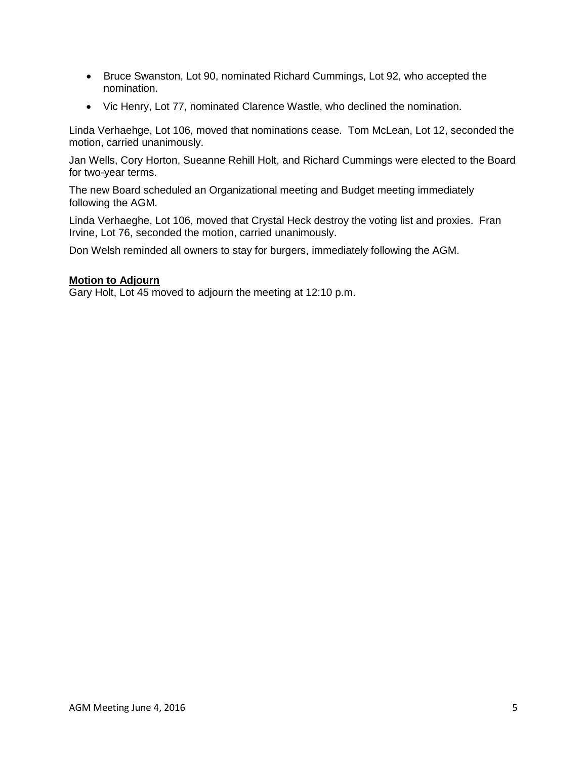- Bruce Swanston, Lot 90, nominated Richard Cummings, Lot 92, who accepted the nomination.
- Vic Henry, Lot 77, nominated Clarence Wastle, who declined the nomination.

Linda Verhaehge, Lot 106, moved that nominations cease. Tom McLean, Lot 12, seconded the motion, carried unanimously.

Jan Wells, Cory Horton, Sueanne Rehill Holt, and Richard Cummings were elected to the Board for two-year terms.

The new Board scheduled an Organizational meeting and Budget meeting immediately following the AGM.

Linda Verhaeghe, Lot 106, moved that Crystal Heck destroy the voting list and proxies. Fran Irvine, Lot 76, seconded the motion, carried unanimously.

Don Welsh reminded all owners to stay for burgers, immediately following the AGM.

**Motion to Adjourn**

Gary Holt, Lot 45 moved to adjourn the meeting at 12:10 p.m.